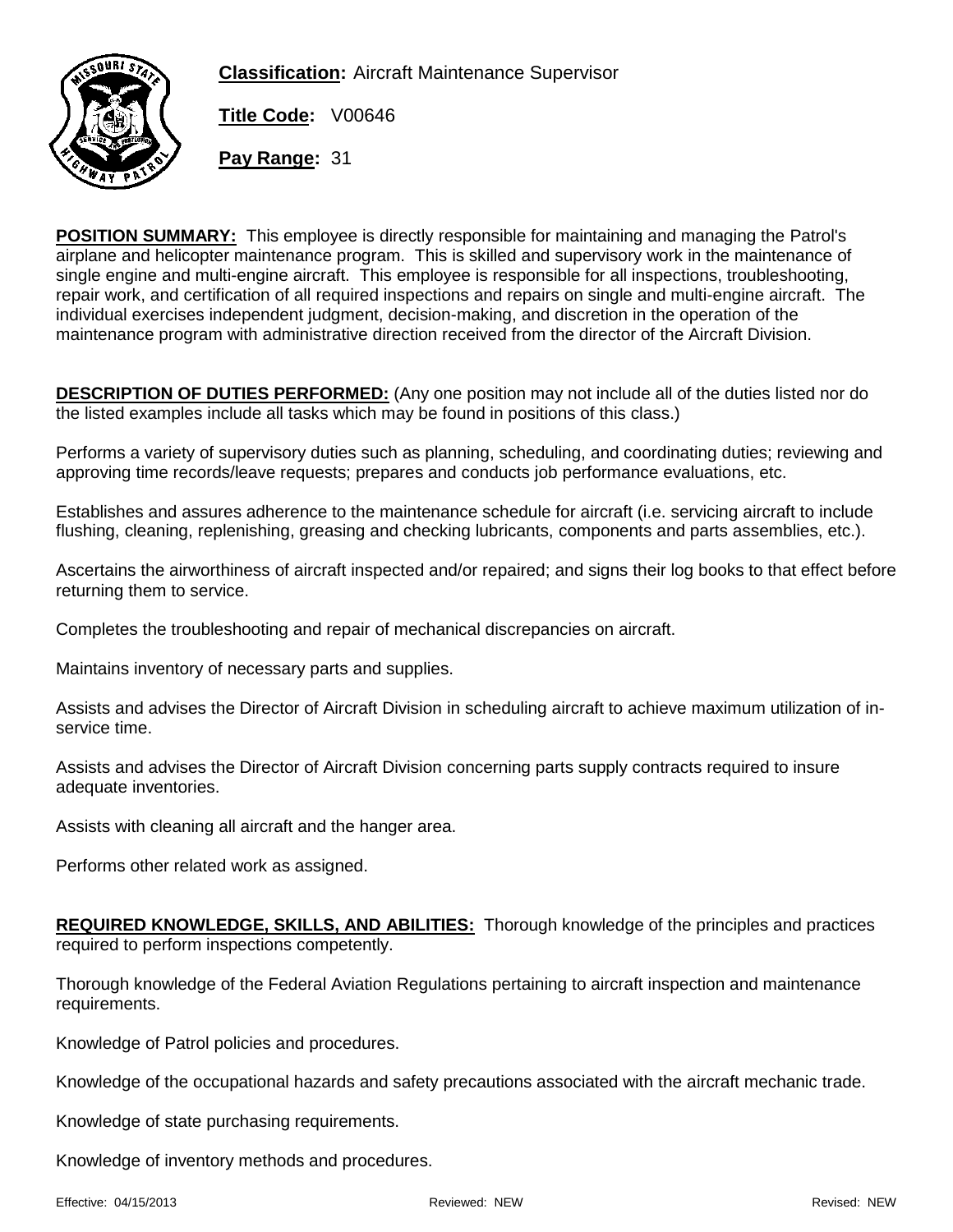**Classification:** Aircraft Maintenance Supervisor

**Title Code:** V00646

**Pay Range:** 31

**POSITION SUMMARY:** This employee is directly responsible for maintaining and managing the Patrol's airplane and helicopter maintenance program. This is skilled and supervisory work in the maintenance of single engine and multi-engine aircraft. This employee is responsible for all inspections, troubleshooting, repair work, and certification of all required inspections and repairs on single and multi-engine aircraft. The individual exercises independent judgment, decision-making, and discretion in the operation of the maintenance program with administrative direction received from the director of the Aircraft Division.

**DESCRIPTION OF DUTIES PERFORMED:** (Any one position may not include all of the duties listed nor do the listed examples include all tasks which may be found in positions of this class.)

Performs a variety of supervisory duties such as planning, scheduling, and coordinating duties; reviewing and approving time records/leave requests; prepares and conducts job performance evaluations, etc.

Establishes and assures adherence to the maintenance schedule for aircraft (i.e. servicing aircraft to include flushing, cleaning, replenishing, greasing and checking lubricants, components and parts assemblies, etc.).

Ascertains the airworthiness of aircraft inspected and/or repaired; and signs their log books to that effect before returning them to service.

Completes the troubleshooting and repair of mechanical discrepancies on aircraft.

Maintains inventory of necessary parts and supplies.

Assists and advises the Director of Aircraft Division in scheduling aircraft to achieve maximum utilization of in-service time.

Assists and advises the Director of Aircraft Division concerning parts supply contracts required to insure adequate inventories.

Assists with cleaning all aircraft and the hanger area.

Performs other related work as assigned.

**REQUIRED KNOWLEDGE, SKILLS, AND ABILITIES:** Thorough knowledge of the principles and practices required to perform inspections competently.

Thorough knowledge of the Federal Aviation Regulations pertaining to aircraft inspection and maintenance requirements.

Knowledge of Patrol policies and procedures.

Knowledge of the occupational hazards and safety precautions associated with the aircraft mechanic trade.

Knowledge of state purchasing requirements.

Knowledge of inventory methods and procedures.

Effective: 04/15/2013 Reviewed: NEW Revised: NEW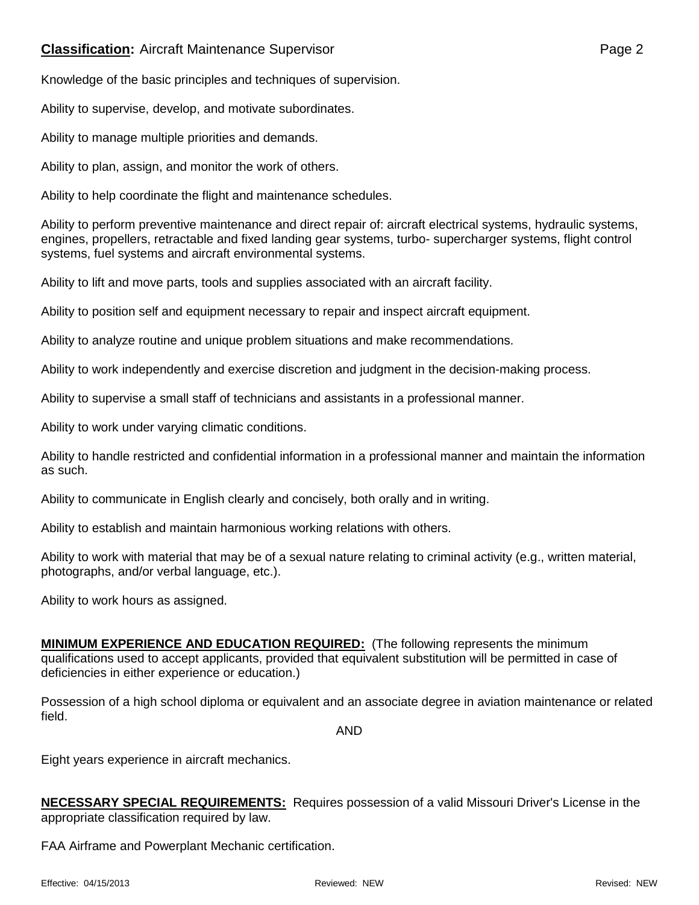Knowledge of the basic principles and techniques of supervision.

Ability to supervise, develop, and motivate subordinates.

Ability to manage multiple priorities and demands.

Ability to plan, assign, and monitor the work of others.

Ability to help coordinate the flight and maintenance schedules.

Ability to perform preventive maintenance and direct repair of: aircraft electrical systems, hydraulic systems, engines, propellers, retractable and fixed landing gear systems, turbo- supercharger systems, flight control systems, fuel systems and aircraft environmental systems.

Ability to lift and move parts, tools and supplies associated with an aircraft facility.

Ability to position self and equipment necessary to repair and inspect aircraft equipment.

Ability to analyze routine and unique problem situations and make recommendations.

Ability to work independently and exercise discretion and judgment in the decision-making process.

Ability to supervise a small staff of technicians and assistants in a professional manner.

Ability to work under varying climatic conditions.

Ability to handle restricted and confidential information in a professional manner and maintain the information as such.

Ability to communicate in English clearly and concisely, both orally and in writing.

Ability to establish and maintain harmonious working relations with others.

Ability to work with material that may be of a sexual nature relating to criminal activity (e.g., written material, photographs, and/or verbal language, etc.).

Ability to work hours as assigned.

**MINIMUM EXPERIENCE AND EDUCATION REQUIRED:** (The following represents the minimum qualifications used to accept applicants, provided that equivalent substitution will be permitted in case of deficiencies in either experience or education.)

Possession of a high school diploma or equivalent and an associate degree in aviation maintenance or related field.

AND

Eight years experience in aircraft mechanics.

**NECESSARY SPECIAL REQUIREMENTS:** Requires possession of a valid Missouri Driver's License in the appropriate classification required by law.

FAA Airframe and Powerplant Mechanic certification.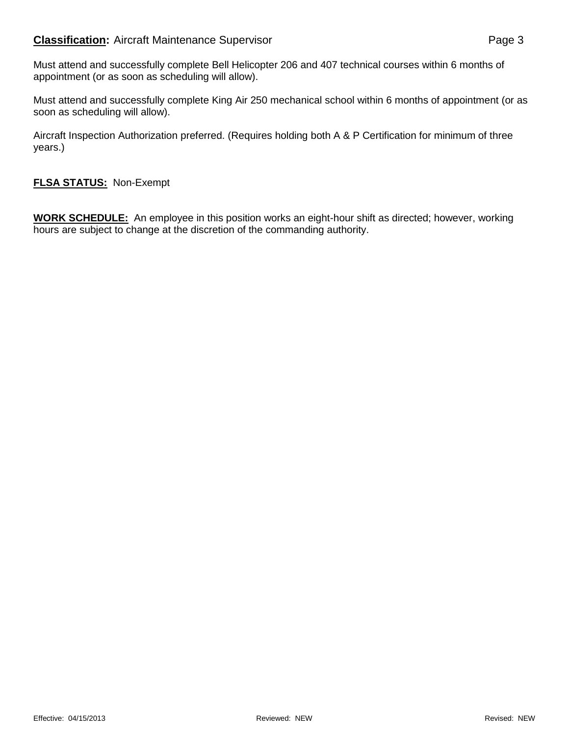Must attend and successfully complete Bell Helicopter 206 and 407 technical courses within 6 months of appointment (or as soon as scheduling will allow).

Must attend and successfully complete King Air 250 mechanical school within 6 months of appointment (or as soon as scheduling will allow).

Aircraft Inspection Authorization preferred. (Requires holding both A & P Certification for minimum of three years.)

**FLSA STATUS:** Non-Exempt

**WORK SCHEDULE:** An employee in this position works an eight-hour shift as directed; however, working hours are subject to change at the discretion of the commanding authority.